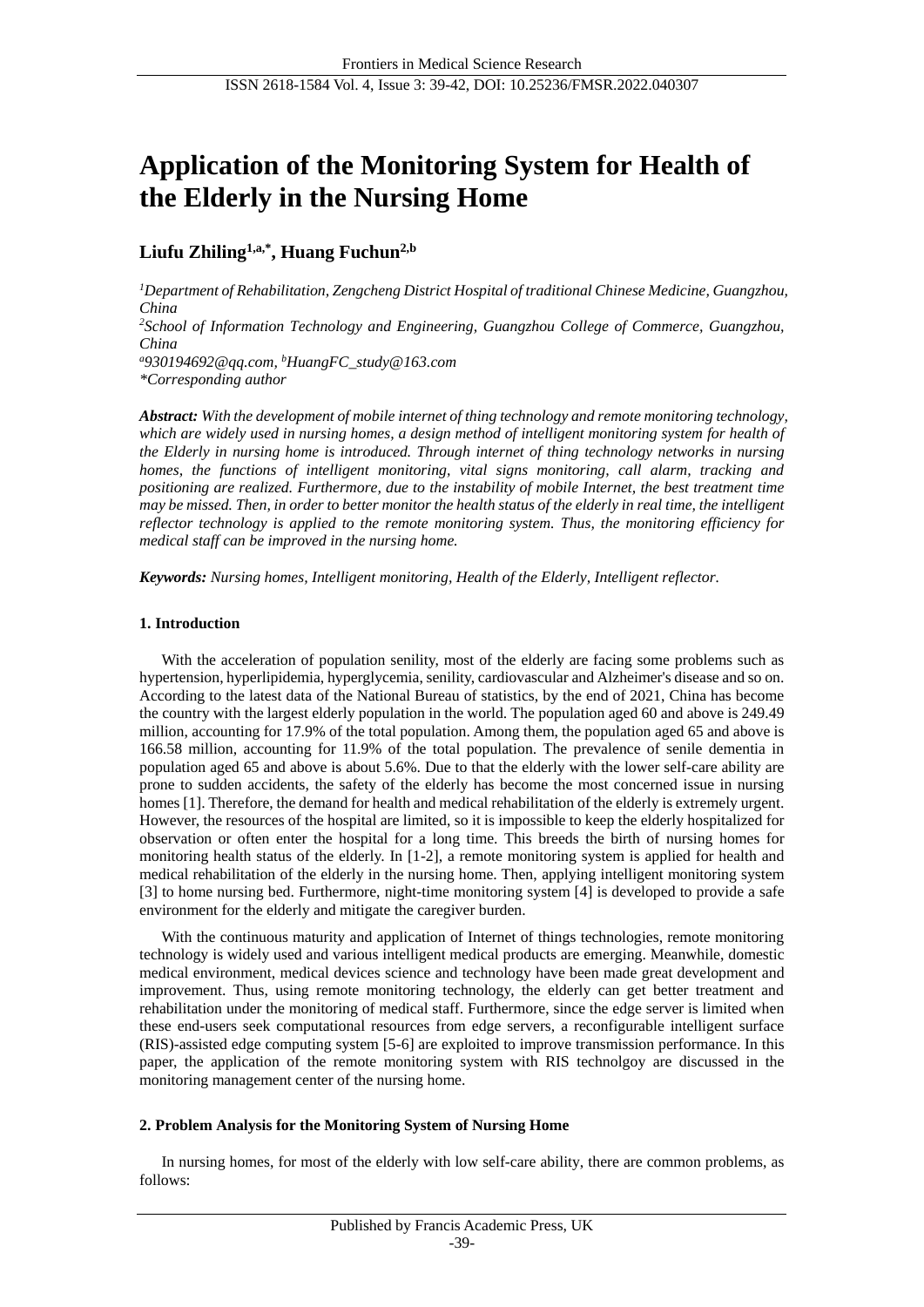# Application of the Monitoring System for Health of the Elderly in the Nursing Home

**Liufu Zhiling[1,a,*], Huang Fuchun[2,b]**

*[1]Department of Rehabilitation, Zengcheng District Hospital of traditional Chinese Medicine, Guangzhou, China*
*[2]School of Information Technology and Engineering, Guangzhou College of Commerce, Guangzhou, China*
*[a]930194692@qq.com, [b]HuangFC_study@163.com*
*\*Corresponding author*

***Abstract:*** *With the development of mobile internet of thing technology and remote monitoring technology, which are widely used in nursing homes, a design method of intelligent monitoring system for health of the Elderly in nursing home is introduced. Through internet of thing technology networks in nursing homes, the functions of intelligent monitoring, vital signs monitoring, call alarm, tracking and positioning are realized. Furthermore, due to the instability of mobile Internet, the best treatment time may be missed. Then, in order to better monitor the health status of the elderly in real time, the intelligent reflector technology is applied to the remote monitoring system. Thus, the monitoring efficiency for medical staff can be improved in the nursing home.*

***Keywords:*** *Nursing homes, Intelligent monitoring, Health of the Elderly, Intelligent reflector.*

## 1. Introduction

With the acceleration of population senility, most of the elderly are facing some problems such as hypertension, hyperlipidemia, hyperglycemia, senility, cardiovascular and Alzheimer's disease and so on. According to the latest data of the National Bureau of statistics, by the end of 2021, China has become the country with the largest elderly population in the world. The population aged 60 and above is 249.49 million, accounting for 17.9% of the total population. Among them, the population aged 65 and above is 166.58 million, accounting for 11.9% of the total population. The prevalence of senile dementia in population aged 65 and above is about 5.6%. Due to that the elderly with the lower self-care ability are prone to sudden accidents, the safety of the elderly has become the most concerned issue in nursing homes [1]. Therefore, the demand for health and medical rehabilitation of the elderly is extremely urgent. However, the resources of the hospital are limited, so it is impossible to keep the elderly hospitalized for observation or often enter the hospital for a long time. This breeds the birth of nursing homes for monitoring health status of the elderly. In [1-2], a remote monitoring system is applied for health and medical rehabilitation of the elderly in the nursing home. Then, applying intelligent monitoring system [3] to home nursing bed. Furthermore, night-time monitoring system [4] is developed to provide a safe environment for the elderly and mitigate the caregiver burden.

With the continuous maturity and application of Internet of things technologies, remote monitoring technology is widely used and various intelligent medical products are emerging. Meanwhile, domestic medical environment, medical devices science and technology have been made great development and improvement. Thus, using remote monitoring technology, the elderly can get better treatment and rehabilitation under the monitoring of medical staff. Furthermore, since the edge server is limited when these end-users seek computational resources from edge servers, a reconfigurable intelligent surface (RIS)-assisted edge computing system [5-6] are exploited to improve transmission performance. In this paper, the application of the remote monitoring system with RIS technolgoy are discussed in the monitoring management center of the nursing home.

## 2. Problem Analysis for the Monitoring System of Nursing Home

In nursing homes, for most of the elderly with low self-care ability, there are common problems, as follows: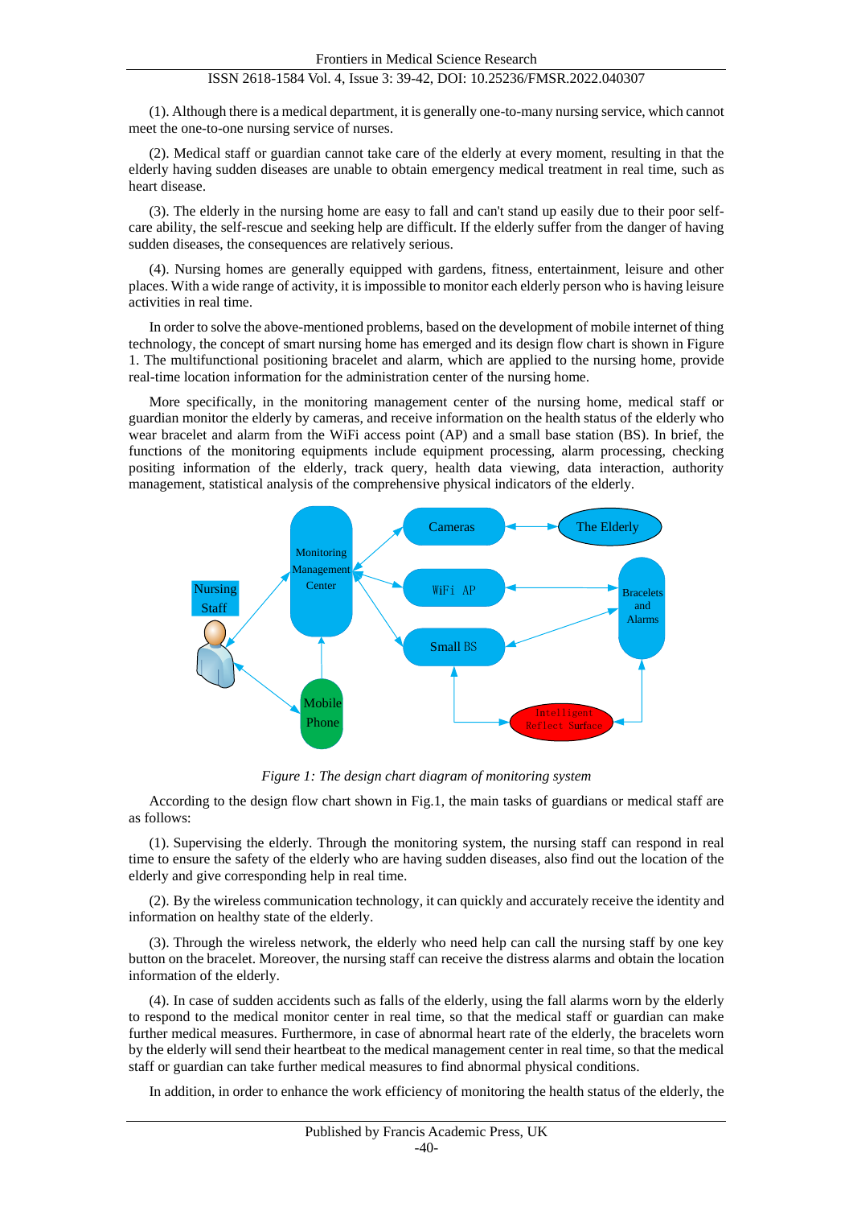(1). Although there is a medical department, it is generally one-to-many nursing service, which cannot meet the one-to-one nursing service of nurses.

(2). Medical staff or guardian cannot take care of the elderly at every moment, resulting in that the elderly having sudden diseases are unable to obtain emergency medical treatment in real time, such as heart disease.

(3). The elderly in the nursing home are easy to fall and can't stand up easily due to their poor self-care ability, the self-rescue and seeking help are difficult. If the elderly suffer from the danger of having sudden diseases, the consequences are relatively serious.

(4). Nursing homes are generally equipped with gardens, fitness, entertainment, leisure and other places. With a wide range of activity, it is impossible to monitor each elderly person who is having leisure activities in real time.

In order to solve the above-mentioned problems, based on the development of mobile internet of thing technology, the concept of smart nursing home has emerged and its design flow chart is shown in Figure 1. The multifunctional positioning bracelet and alarm, which are applied to the nursing home, provide real-time location information for the administration center of the nursing home.

More specifically, in the monitoring management center of the nursing home, medical staff or guardian monitor the elderly by cameras, and receive information on the health status of the elderly who wear bracelet and alarm from the WiFi access point (AP) and a small base station (BS). In brief, the functions of the monitoring equipments include equipment processing, alarm processing, checking positing information of the elderly, track query, health data viewing, data interaction, authority management, statistical analysis of the comprehensive physical indicators of the elderly.

*Figure 1: The design chart diagram of monitoring system*

According to the design flow chart shown in Fig.1, the main tasks of guardians or medical staff are as follows:

(1). Supervising the elderly. Through the monitoring system, the nursing staff can respond in real time to ensure the safety of the elderly who are having sudden diseases, also find out the location of the elderly and give corresponding help in real time.

(2). By the wireless communication technology, it can quickly and accurately receive the identity and information on healthy state of the elderly.

(3). Through the wireless network, the elderly who need help can call the nursing staff by one key button on the bracelet. Moreover, the nursing staff can receive the distress alarms and obtain the location information of the elderly.

(4). In case of sudden accidents such as falls of the elderly, using the fall alarms worn by the elderly to respond to the medical monitor center in real time, so that the medical staff or guardian can make further medical measures. Furthermore, in case of abnormal heart rate of the elderly, the bracelets worn by the elderly will send their heartbeat to the medical management center in real time, so that the medical staff or guardian can take further medical measures to find abnormal physical conditions.

In addition, in order to enhance the work efficiency of monitoring the health status of the elderly, the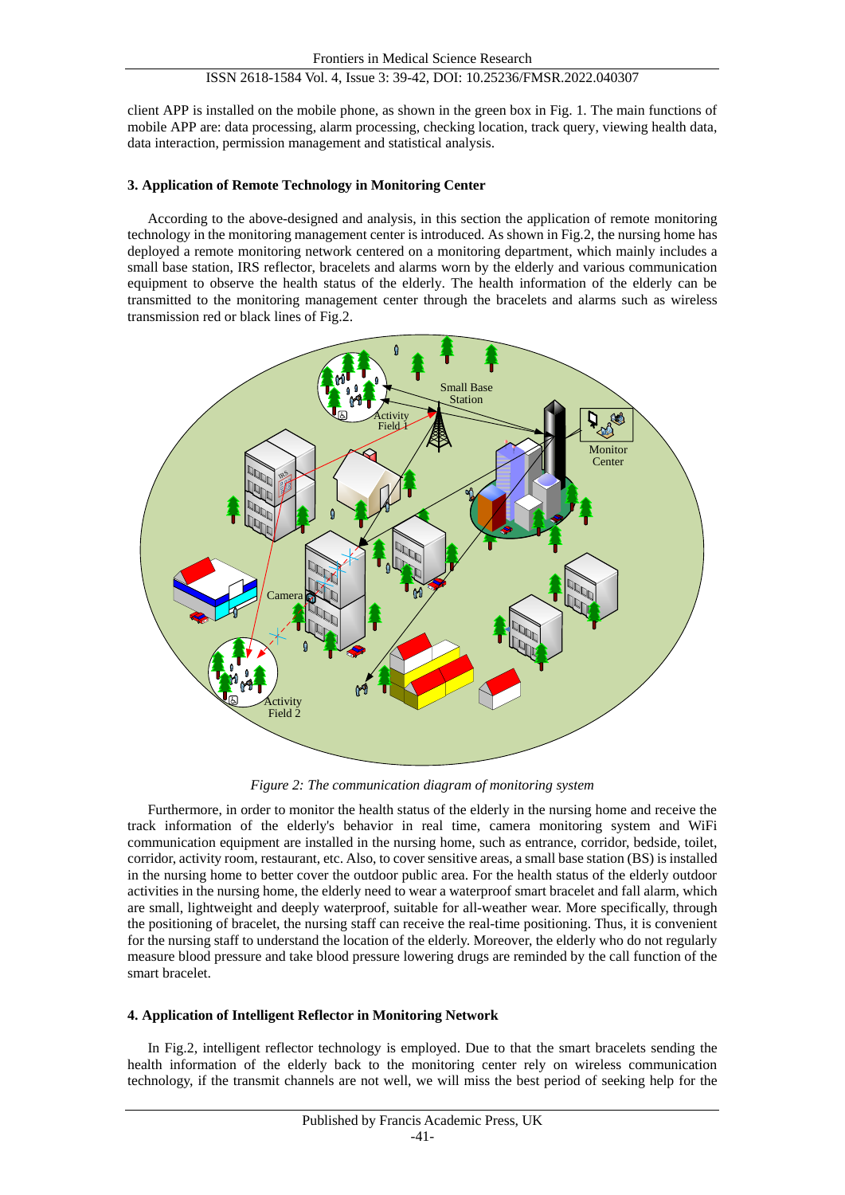client APP is installed on the mobile phone, as shown in the green box in Fig. 1. The main functions of mobile APP are: data processing, alarm processing, checking location, track query, viewing health data, data interaction, permission management and statistical analysis.

### 3. Application of Remote Technology in Monitoring Center

According to the above-designed and analysis, in this section the application of remote monitoring technology in the monitoring management center is introduced. As shown in Fig.2, the nursing home has deployed a remote monitoring network centered on a monitoring department, which mainly includes a small base station, IRS reflector, bracelets and alarms worn by the elderly and various communication equipment to observe the health status of the elderly. The health information of the elderly can be transmitted to the monitoring management center through the bracelets and alarms such as wireless transmission red or black lines of Fig.2.

*Figure 2: The communication diagram of monitoring system*

Furthermore, in order to monitor the health status of the elderly in the nursing home and receive the track information of the elderly's behavior in real time, camera monitoring system and WiFi communication equipment are installed in the nursing home, such as entrance, corridor, bedside, toilet, corridor, activity room, restaurant, etc. Also, to cover sensitive areas, a small base station (BS) is installed in the nursing home to better cover the outdoor public area. For the health status of the elderly outdoor activities in the nursing home, the elderly need to wear a waterproof smart bracelet and fall alarm, which are small, lightweight and deeply waterproof, suitable for all-weather wear. More specifically, through the positioning of bracelet, the nursing staff can receive the real-time positioning. Thus, it is convenient for the nursing staff to understand the location of the elderly. Moreover, the elderly who do not regularly measure blood pressure and take blood pressure lowering drugs are reminded by the call function of the smart bracelet.

### 4. Application of Intelligent Reflector in Monitoring Network

In Fig.2, intelligent reflector technology is employed. Due to that the smart bracelets sending the health information of the elderly back to the monitoring center rely on wireless communication technology, if the transmit channels are not well, we will miss the best period of seeking help for the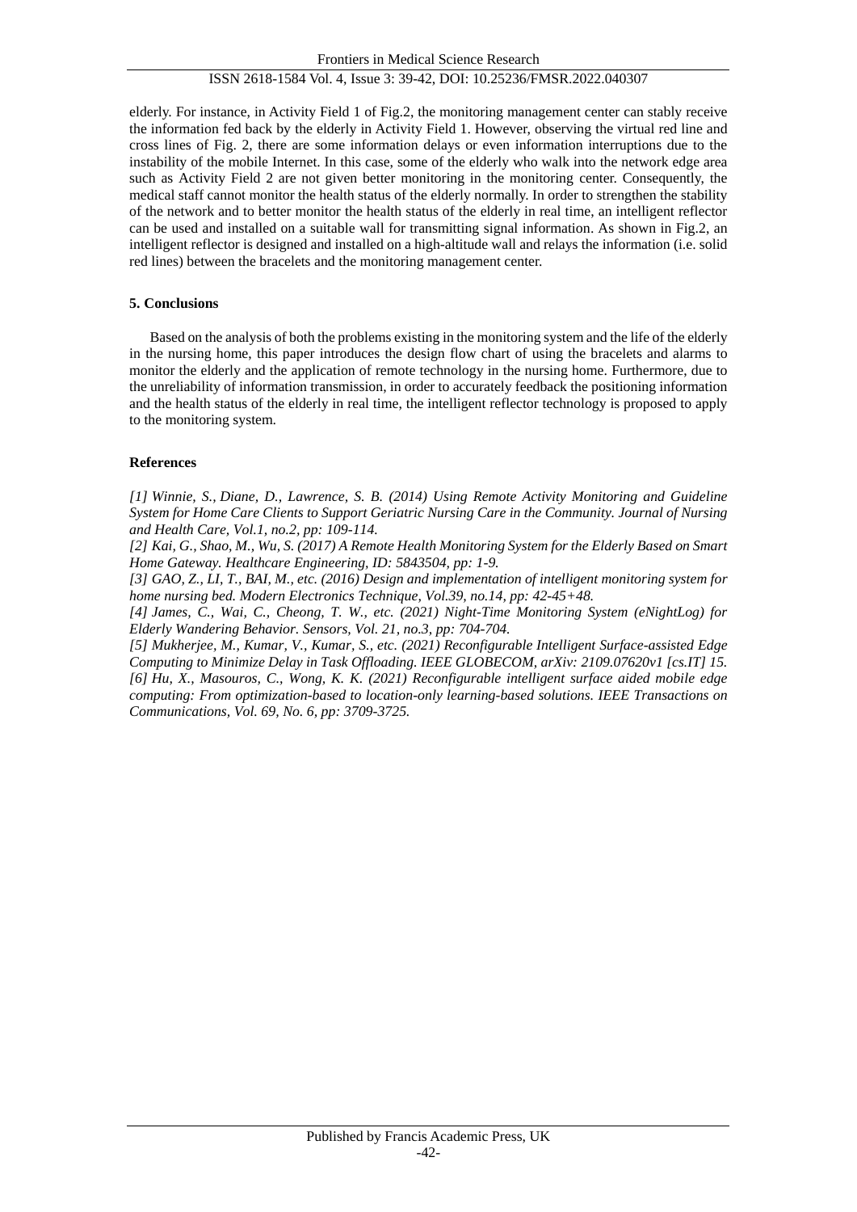elderly. For instance, in Activity Field 1 of Fig.2, the monitoring management center can stably receive the information fed back by the elderly in Activity Field 1. However, observing the virtual red line and cross lines of Fig. 2, there are some information delays or even information interruptions due to the instability of the mobile Internet. In this case, some of the elderly who walk into the network edge area such as Activity Field 2 are not given better monitoring in the monitoring center. Consequently, the medical staff cannot monitor the health status of the elderly normally. In order to strengthen the stability of the network and to better monitor the health status of the elderly in real time, an intelligent reflector can be used and installed on a suitable wall for transmitting signal information. As shown in Fig.2, an intelligent reflector is designed and installed on a high-altitude wall and relays the information (i.e. solid red lines) between the bracelets and the monitoring management center.

## 5. Conclusions

Based on the analysis of both the problems existing in the monitoring system and the life of the elderly in the nursing home, this paper introduces the design flow chart of using the bracelets and alarms to monitor the elderly and the application of remote technology in the nursing home. Furthermore, due to the unreliability of information transmission, in order to accurately feedback the positioning information and the health status of the elderly in real time, the intelligent reflector technology is proposed to apply to the monitoring system.

## References

*[1] Winnie, S., Diane, D., Lawrence, S. B. (2014) Using Remote Activity Monitoring and Guideline System for Home Care Clients to Support Geriatric Nursing Care in the Community. Journal of Nursing and Health Care, Vol.1, no.2, pp: 109-114.*

*[2] Kai, G., Shao, M., Wu, S. (2017) A Remote Health Monitoring System for the Elderly Based on Smart Home Gateway. Healthcare Engineering, ID: 5843504, pp: 1-9.*

*[3] GAO, Z., LI, T., BAI, M., etc. (2016) Design and implementation of intelligent monitoring system for home nursing bed. Modern Electronics Technique, Vol.39, no.14, pp: 42-45+48.*

*[4] James, C., Wai, C., Cheong, T. W., etc. (2021) Night-Time Monitoring System (eNightLog) for Elderly Wandering Behavior. Sensors, Vol. 21, no.3, pp: 704-704.*

*[5] Mukherjee, M., Kumar, V., Kumar, S., etc. (2021) Reconfigurable Intelligent Surface-assisted Edge Computing to Minimize Delay in Task Offloading. IEEE GLOBECOM, arXiv: 2109.07620v1 [cs.IT] 15.*

*[6] Hu, X., Masouros, C., Wong, K. K. (2021) Reconfigurable intelligent surface aided mobile edge computing: From optimization-based to location-only learning-based solutions. IEEE Transactions on Communications, Vol. 69, No. 6, pp: 3709-3725.*